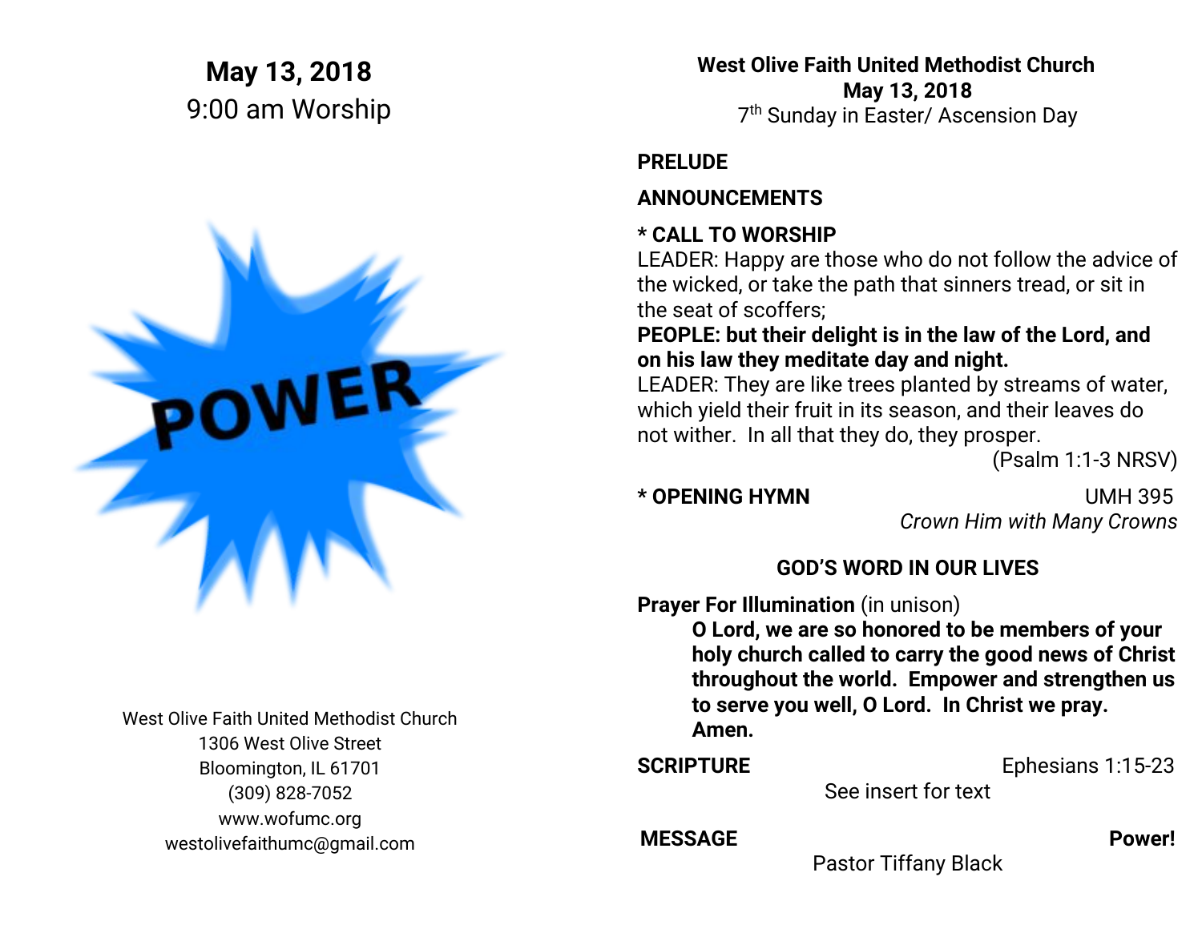# May 13, 2018

9:00 am Worship

POWER

West Olive Faith United Methodist Church
1306 West Olive Street
Bloomington, IL 61701
(309) 828-7052
www.wofumc.org
westolivefaithumc@gmail.com

## West Olive Faith United Methodist Church
## May 13, 2018

7th Sunday in Easter/ Ascension Day

**PRELUDE**

**ANNOUNCEMENTS**

**\* CALL TO WORSHIP**

LEADER: Happy are those who do not follow the advice of the wicked, or take the path that sinners tread, or sit in the seat of scoffers;

**PEOPLE: but their delight is in the law of the Lord, and on his law they meditate day and night.**

LEADER: They are like trees planted by streams of water, which yield their fruit in its season, and their leaves do not wither. In all that they do, they prosper.

(Psalm 1:1-3 NRSV)

**\* OPENING HYMN** UMH 395

*Crown Him with Many Crowns*

**GOD'S WORD IN OUR LIVES**

**Prayer For Illumination** (in unison)

> **O Lord, we are so honored to be members of your holy church called to carry the good news of Christ throughout the world. Empower and strengthen us to serve you well, O Lord. In Christ we pray. Amen.**

**SCRIPTURE** Ephesians 1:15-23

See insert for text

**MESSAGE** **Power!**

Pastor Tiffany Black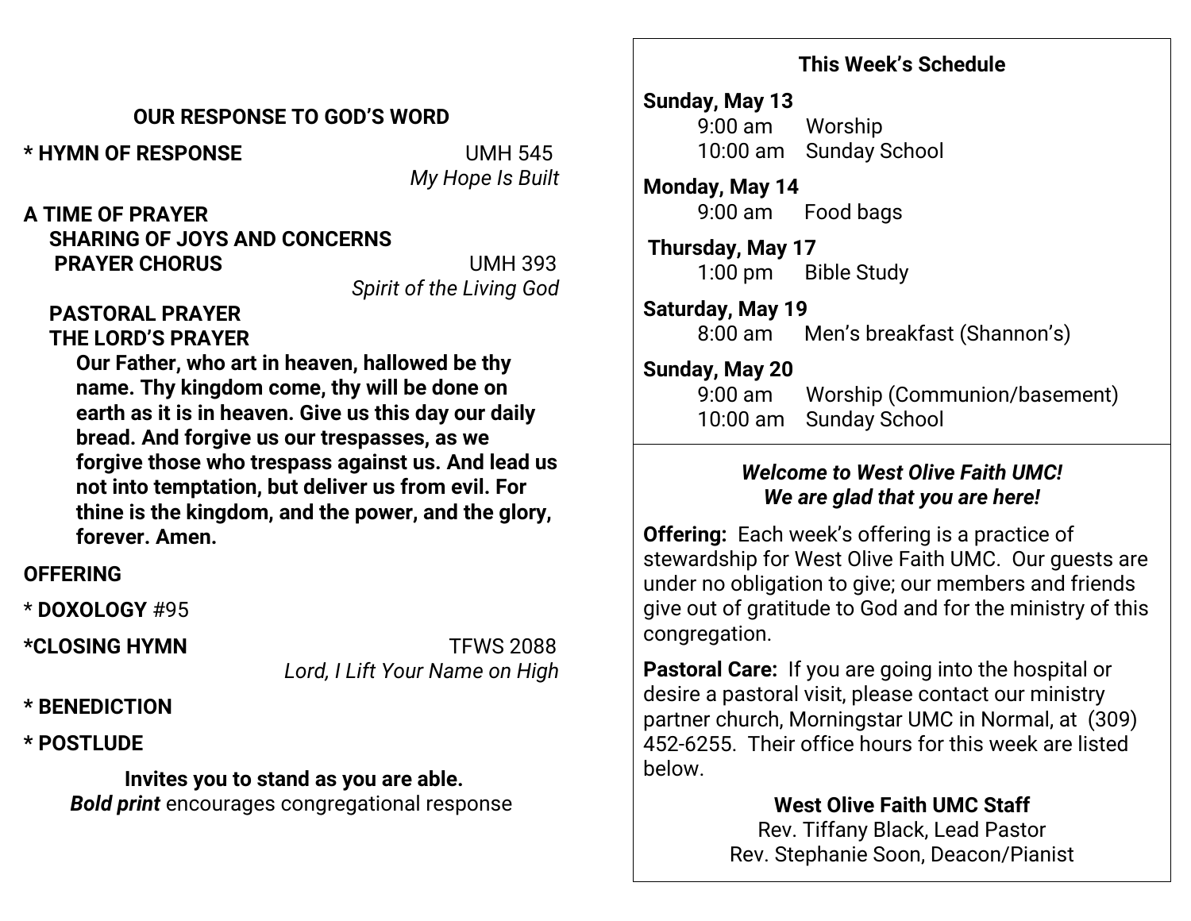## OUR RESPONSE TO GOD'S WORD

\* **HYMN OF RESPONSE** UMH 545
*My Hope Is Built*

**A TIME OF PRAYER**

**SHARING OF JOYS AND CONCERNS**

**PRAYER CHORUS** UMH 393
*Spirit of the Living God*

**PASTORAL PRAYER**

**THE LORD'S PRAYER**

**Our Father, who art in heaven, hallowed be thy name. Thy kingdom come, thy will be done on earth as it is in heaven. Give us this day our daily bread. And forgive us our trespasses, as we forgive those who trespass against us. And lead us not into temptation, but deliver us from evil. For thine is the kingdom, and the power, and the glory, forever. Amen.**

**OFFERING**

\* **DOXOLOGY** #95

**\*CLOSING HYMN** TFWS 2088
*Lord, I Lift Your Name on High*

**\* BENEDICTION**

**\* POSTLUDE**

**Invites you to stand as you are able.**
***Bold print*** encourages congregational response

### This Week's Schedule

**Sunday, May 13**
9:00 am Worship
10:00 am Sunday School

**Monday, May 14**
9:00 am Food bags

**Thursday, May 17**
1:00 pm Bible Study

**Saturday, May 19**
8:00 am Men's breakfast (Shannon's)

**Sunday, May 20**
9:00 am Worship (Communion/basement)
10:00 am Sunday School

***Welcome to West Olive Faith UMC!***
***We are glad that you are here!***

**Offering:** Each week's offering is a practice of stewardship for West Olive Faith UMC. Our guests are under no obligation to give; our members and friends give out of gratitude to God and for the ministry of this congregation.

**Pastoral Care:** If you are going into the hospital or desire a pastoral visit, please contact our ministry partner church, Morningstar UMC in Normal, at (309) 452-6255. Their office hours for this week are listed below.

**West Olive Faith UMC Staff**
Rev. Tiffany Black, Lead Pastor
Rev. Stephanie Soon, Deacon/Pianist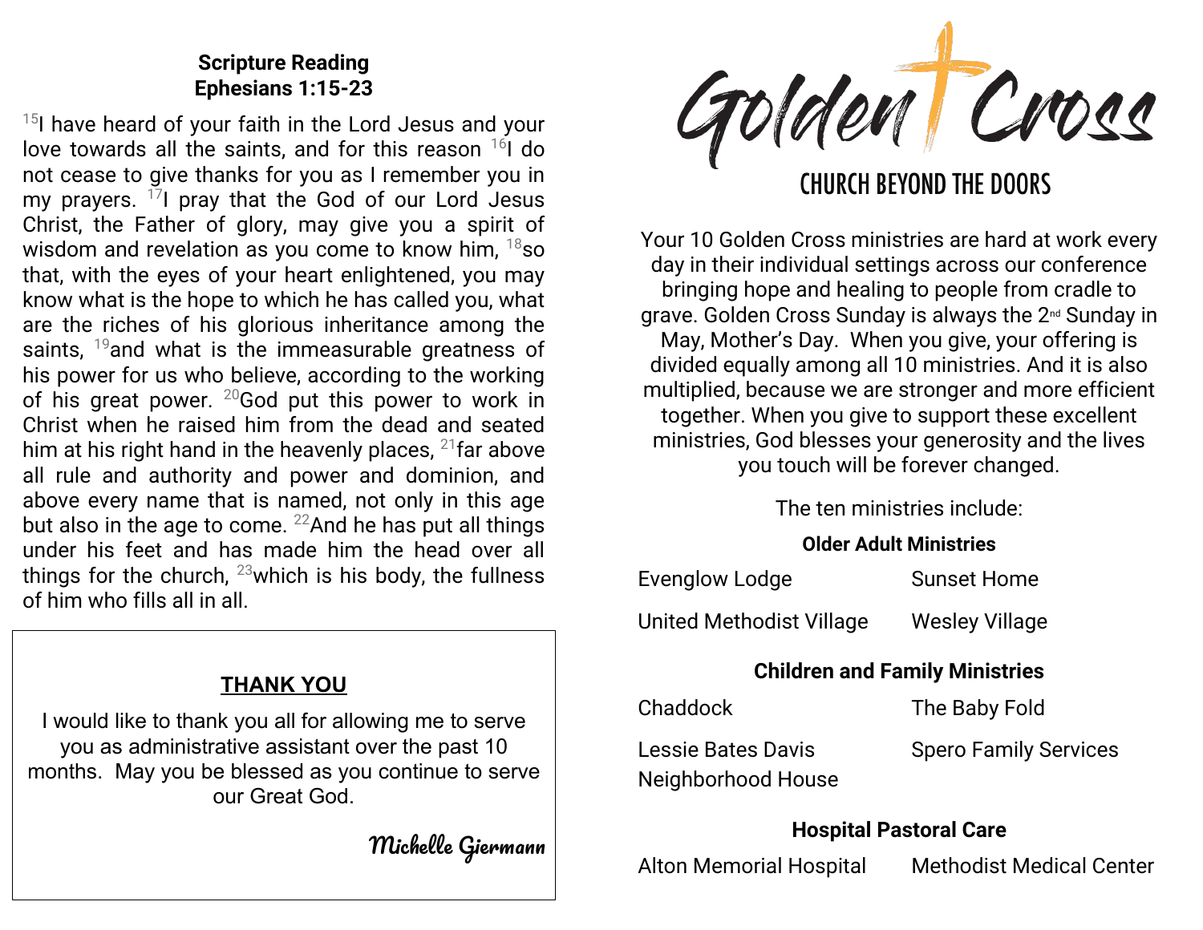## Scripture Reading
## Ephesians 1:15-23

[15]I have heard of your faith in the Lord Jesus and your love towards all the saints, and for this reason [16]I do not cease to give thanks for you as I remember you in my prayers. [17]I pray that the God of our Lord Jesus Christ, the Father of glory, may give you a spirit of wisdom and revelation as you come to know him, [18]so that, with the eyes of your heart enlightened, you may know what is the hope to which he has called you, what are the riches of his glorious inheritance among the saints, [19]and what is the immeasurable greatness of his power for us who believe, according to the working of his great power. [20]God put this power to work in Christ when he raised him from the dead and seated him at his right hand in the heavenly places, [21]far above all rule and authority and power and dominion, and above every name that is named, not only in this age but also in the age to come. [22]And he has put all things under his feet and has made him the head over all things for the church, [23]which is his body, the fullness of him who fills all in all.

**THANK YOU**

I would like to thank you all for allowing me to serve you as administrative assistant over the past 10 months. May you be blessed as you continue to serve our Great God.

*Michelle Giermann*

# Golden Cross

## CHURCH BEYOND THE DOORS

Your 10 Golden Cross ministries are hard at work every day in their individual settings across our conference bringing hope and healing to people from cradle to grave. Golden Cross Sunday is always the 2nd Sunday in May, Mother's Day. When you give, your offering is divided equally among all 10 ministries. And it is also multiplied, because we are stronger and more efficient together. When you give to support these excellent ministries, God blesses your generosity and the lives you touch will be forever changed.

The ten ministries include:

**Older Adult Ministries**

- Evenglow Lodge
- Sunset Home
- United Methodist Village
- Wesley Village

**Children and Family Ministries**

- Chaddock
- The Baby Fold
- Lessie Bates Davis Neighborhood House
- Spero Family Services

**Hospital Pastoral Care**

- Alton Memorial Hospital
- Methodist Medical Center